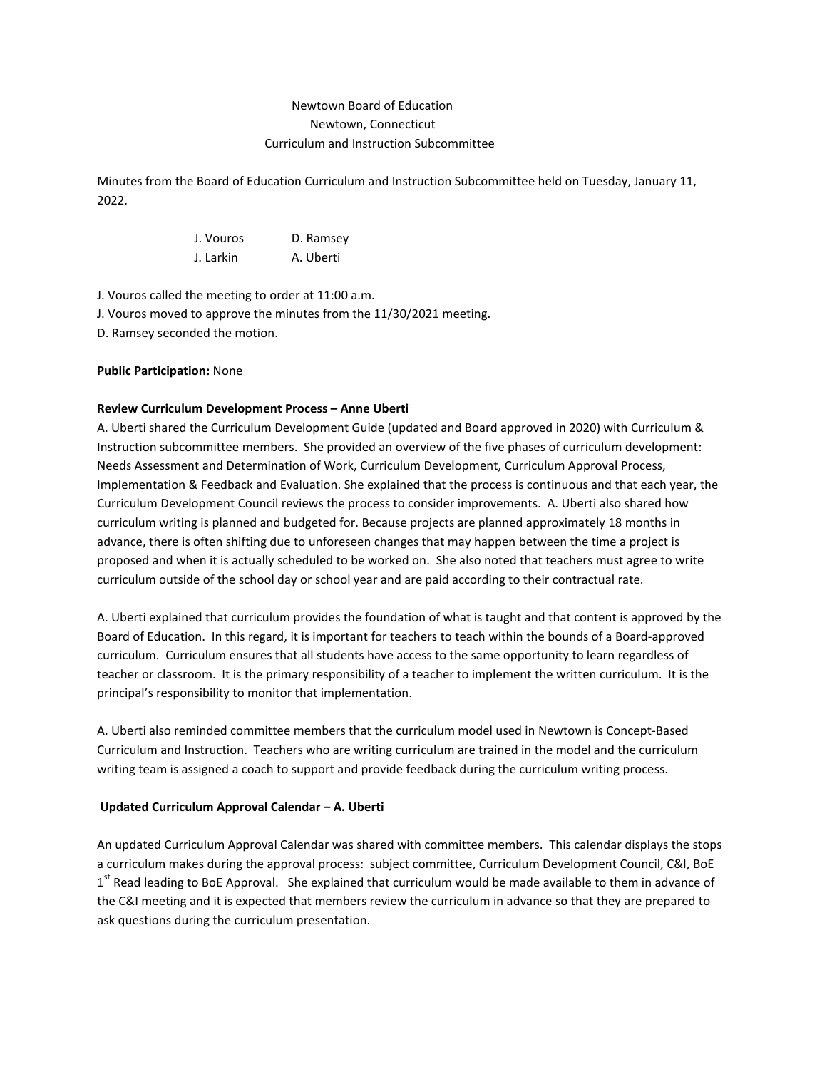Newtown Board of Education
Newtown, Connecticut
Curriculum and Instruction Subcommittee

Minutes from the Board of Education Curriculum and Instruction Subcommittee held on Tuesday, January 11, 2022.

| J. Vouros | D. Ramsey |
| --- | --- |
| J. Larkin | A. Uberti |

J. Vouros called the meeting to order at 11:00 a.m.
J. Vouros moved to approve the minutes from the 11/30/2021 meeting.
D. Ramsey seconded the motion.

**Public Participation:** None

**Review Curriculum Development Process – Anne Uberti**

A. Uberti shared the Curriculum Development Guide (updated and Board approved in 2020) with Curriculum & Instruction subcommittee members. She provided an overview of the five phases of curriculum development: Needs Assessment and Determination of Work, Curriculum Development, Curriculum Approval Process, Implementation & Feedback and Evaluation. She explained that the process is continuous and that each year, the Curriculum Development Council reviews the process to consider improvements. A. Uberti also shared how curriculum writing is planned and budgeted for. Because projects are planned approximately 18 months in advance, there is often shifting due to unforeseen changes that may happen between the time a project is proposed and when it is actually scheduled to be worked on. She also noted that teachers must agree to write curriculum outside of the school day or school year and are paid according to their contractual rate.

A. Uberti explained that curriculum provides the foundation of what is taught and that content is approved by the Board of Education. In this regard, it is important for teachers to teach within the bounds of a Board-approved curriculum. Curriculum ensures that all students have access to the same opportunity to learn regardless of teacher or classroom. It is the primary responsibility of a teacher to implement the written curriculum. It is the principal's responsibility to monitor that implementation.

A. Uberti also reminded committee members that the curriculum model used in Newtown is Concept-Based Curriculum and Instruction. Teachers who are writing curriculum are trained in the model and the curriculum writing team is assigned a coach to support and provide feedback during the curriculum writing process.

**Updated Curriculum Approval Calendar – A. Uberti**

An updated Curriculum Approval Calendar was shared with committee members. This calendar displays the stops a curriculum makes during the approval process: subject committee, Curriculum Development Council, C&I, BoE 1st Read leading to BoE Approval. She explained that curriculum would be made available to them in advance of the C&I meeting and it is expected that members review the curriculum in advance so that they are prepared to ask questions during the curriculum presentation.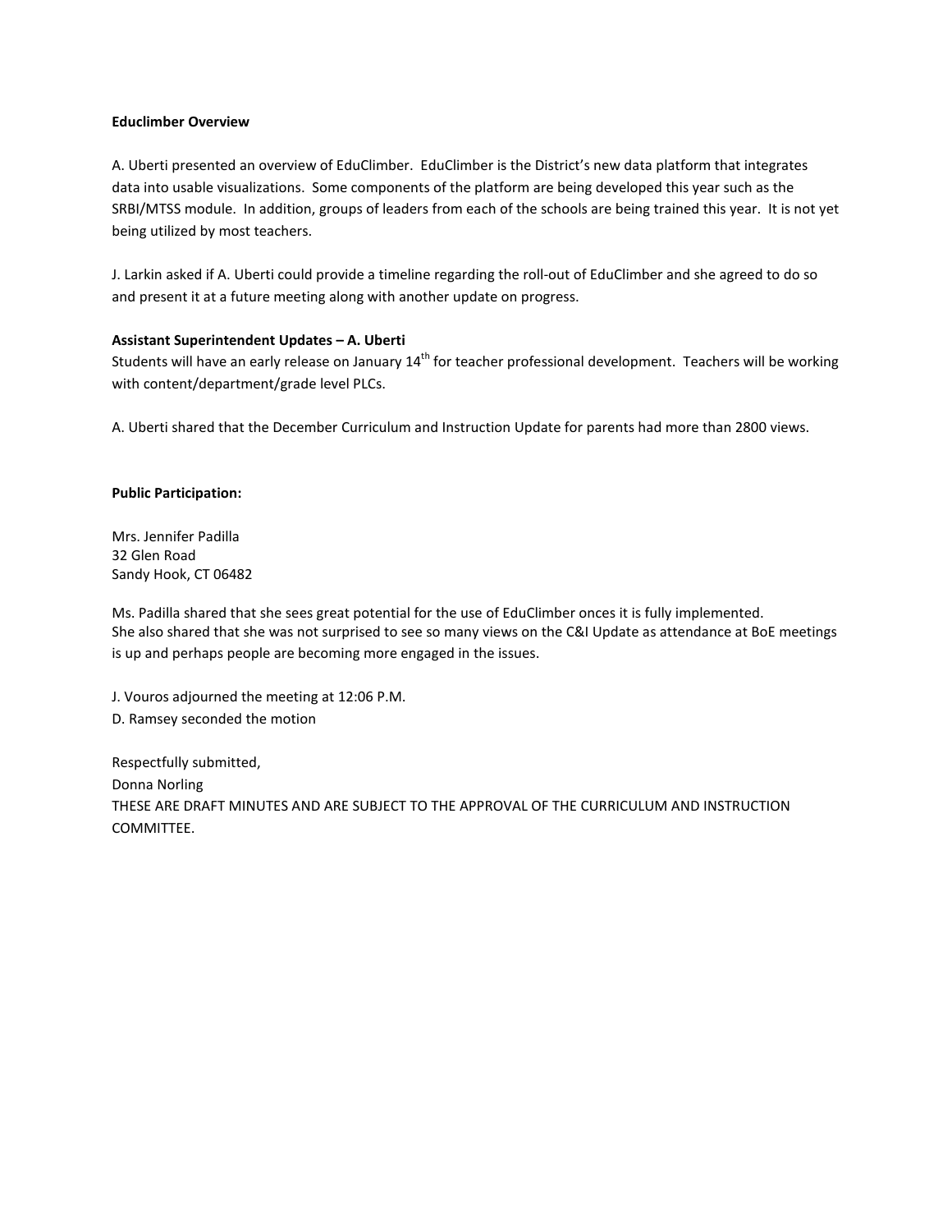**Educlimber Overview**

A. Uberti presented an overview of EduClimber. EduClimber is the District's new data platform that integrates data into usable visualizations. Some components of the platform are being developed this year such as the SRBI/MTSS module. In addition, groups of leaders from each of the schools are being trained this year. It is not yet being utilized by most teachers.

J. Larkin asked if A. Uberti could provide a timeline regarding the roll-out of EduClimber and she agreed to do so and present it at a future meeting along with another update on progress.

**Assistant Superintendent Updates – A. Uberti**

Students will have an early release on January 14th for teacher professional development. Teachers will be working with content/department/grade level PLCs.

A. Uberti shared that the December Curriculum and Instruction Update for parents had more than 2800 views.

**Public Participation:**

Mrs. Jennifer Padilla
32 Glen Road
Sandy Hook, CT 06482

Ms. Padilla shared that she sees great potential for the use of EduClimber onces it is fully implemented.
She also shared that she was not surprised to see so many views on the C&I Update as attendance at BoE meetings is up and perhaps people are becoming more engaged in the issues.

J. Vouros adjourned the meeting at 12:06 P.M.
D. Ramsey seconded the motion

Respectfully submitted,
Donna Norling
THESE ARE DRAFT MINUTES AND ARE SUBJECT TO THE APPROVAL OF THE CURRICULUM AND INSTRUCTION COMMITTEE.